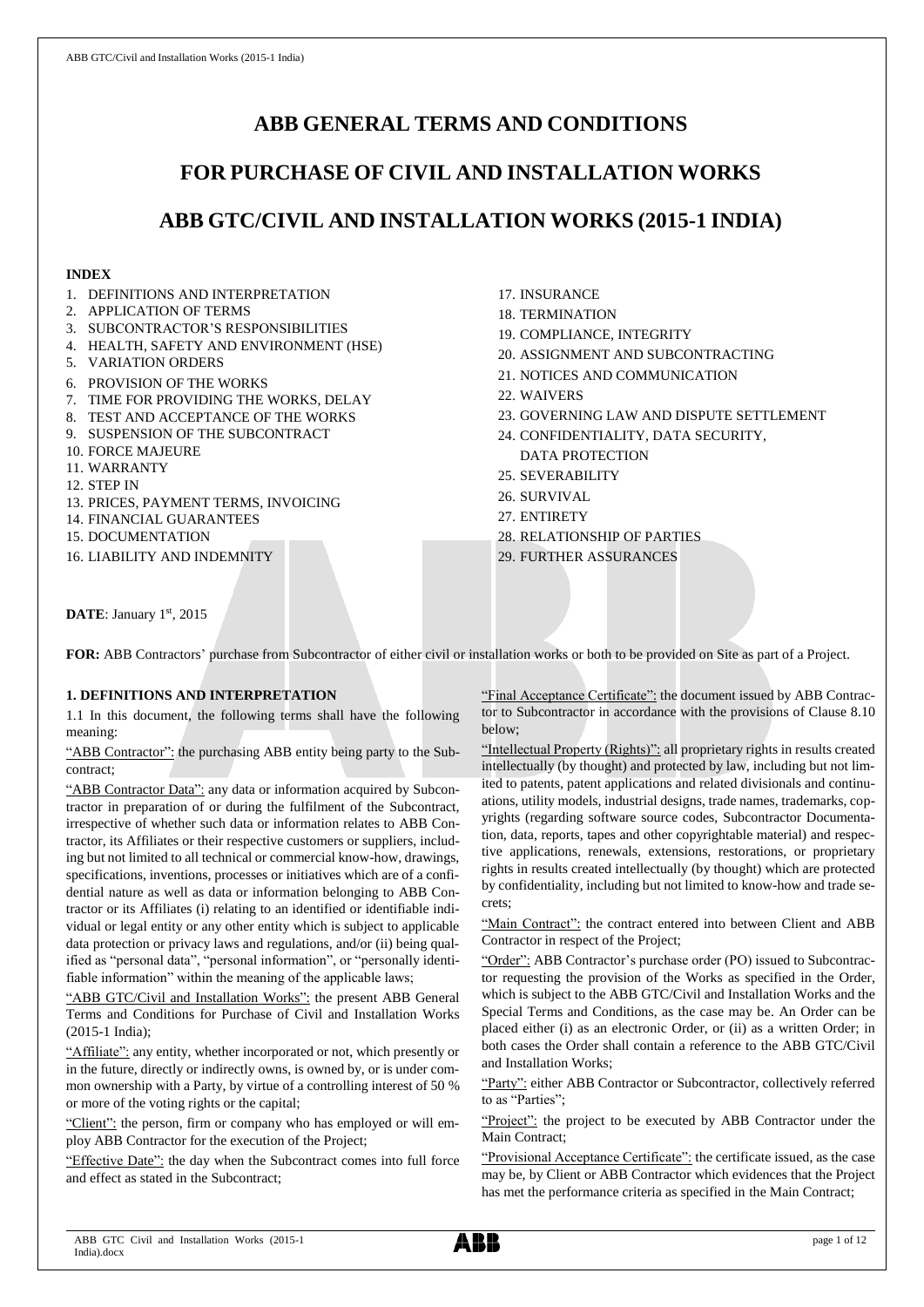# ABB GENERAL TERMS AND CONDITIONS

# FOR PURCHASE OF CIVIL AND INSTALLATION WORKS

# ABB GTC/CIVIL AND INSTALLATION WORKS (2015-1 INDIA)

**INDEX**

1. DEFINITIONS AND INTERPRETATION
2. APPLICATION OF TERMS
3. SUBCONTRACTOR'S RESPONSIBILITIES
4. HEALTH, SAFETY AND ENVIRONMENT (HSE)
5. VARIATION ORDERS
6. PROVISION OF THE WORKS
7. TIME FOR PROVIDING THE WORKS, DELAY
8. TEST AND ACCEPTANCE OF THE WORKS
9. SUSPENSION OF THE SUBCONTRACT
10. FORCE MAJEURE
11. WARRANTY
12. STEP IN
13. PRICES, PAYMENT TERMS, INVOICING
14. FINANCIAL GUARANTEES
15. DOCUMENTATION
16. LIABILITY AND INDEMNITY
17. INSURANCE
18. TERMINATION
19. COMPLIANCE, INTEGRITY
20. ASSIGNMENT AND SUBCONTRACTING
21. NOTICES AND COMMUNICATION
22. WAIVERS
23. GOVERNING LAW AND DISPUTE SETTLEMENT
24. CONFIDENTIALITY, DATA SECURITY, DATA PROTECTION
25. SEVERABILITY
26. SURVIVAL
27. ENTIRETY
28. RELATIONSHIP OF PARTIES
29. FURTHER ASSURANCES

**DATE**: January 1st, 2015

**FOR:** ABB Contractors' purchase from Subcontractor of either civil or installation works or both to be provided on Site as part of a Project.

## 1. DEFINITIONS AND INTERPRETATION

1.1 In this document, the following terms shall have the following meaning:

"ABB Contractor": the purchasing ABB entity being party to the Subcontract;

"ABB Contractor Data": any data or information acquired by Subcontractor in preparation of or during the fulfilment of the Subcontract, irrespective of whether such data or information relates to ABB Contractor, its Affiliates or their respective customers or suppliers, including but not limited to all technical or commercial know-how, drawings, specifications, inventions, processes or initiatives which are of a confidential nature as well as data or information belonging to ABB Contractor or its Affiliates (i) relating to an identified or identifiable individual or legal entity or any other entity which is subject to applicable data protection or privacy laws and regulations, and/or (ii) being qualified as "personal data", "personal information", or "personally identifiable information" within the meaning of the applicable laws;

"ABB GTC/Civil and Installation Works": the present ABB General Terms and Conditions for Purchase of Civil and Installation Works (2015-1 India);

"Affiliate": any entity, whether incorporated or not, which presently or in the future, directly or indirectly owns, is owned by, or is under common ownership with a Party, by virtue of a controlling interest of 50 % or more of the voting rights or the capital;

"Client": the person, firm or company who has employed or will employ ABB Contractor for the execution of the Project;

"Effective Date": the day when the Subcontract comes into full force and effect as stated in the Subcontract;

"Final Acceptance Certificate": the document issued by ABB Contractor to Subcontractor in accordance with the provisions of Clause 8.10 below;

"Intellectual Property (Rights)": all proprietary rights in results created intellectually (by thought) and protected by law, including but not limited to patents, patent applications and related divisionals and continuations, utility models, industrial designs, trade names, trademarks, copyrights (regarding software source codes, Subcontractor Documentation, data, reports, tapes and other copyrightable material) and respective applications, renewals, extensions, restorations, or proprietary rights in results created intellectually (by thought) which are protected by confidentiality, including but not limited to know-how and trade secrets;

"Main Contract": the contract entered into between Client and ABB Contractor in respect of the Project;

"Order": ABB Contractor's purchase order (PO) issued to Subcontractor requesting the provision of the Works as specified in the Order, which is subject to the ABB GTC/Civil and Installation Works and the Special Terms and Conditions, as the case may be. An Order can be placed either (i) as an electronic Order, or (ii) as a written Order; in both cases the Order shall contain a reference to the ABB GTC/Civil and Installation Works;

"Party": either ABB Contractor or Subcontractor, collectively referred to as "Parties";

"Project": the project to be executed by ABB Contractor under the Main Contract;

"Provisional Acceptance Certificate": the certificate issued, as the case may be, by Client or ABB Contractor which evidences that the Project has met the performance criteria as specified in the Main Contract;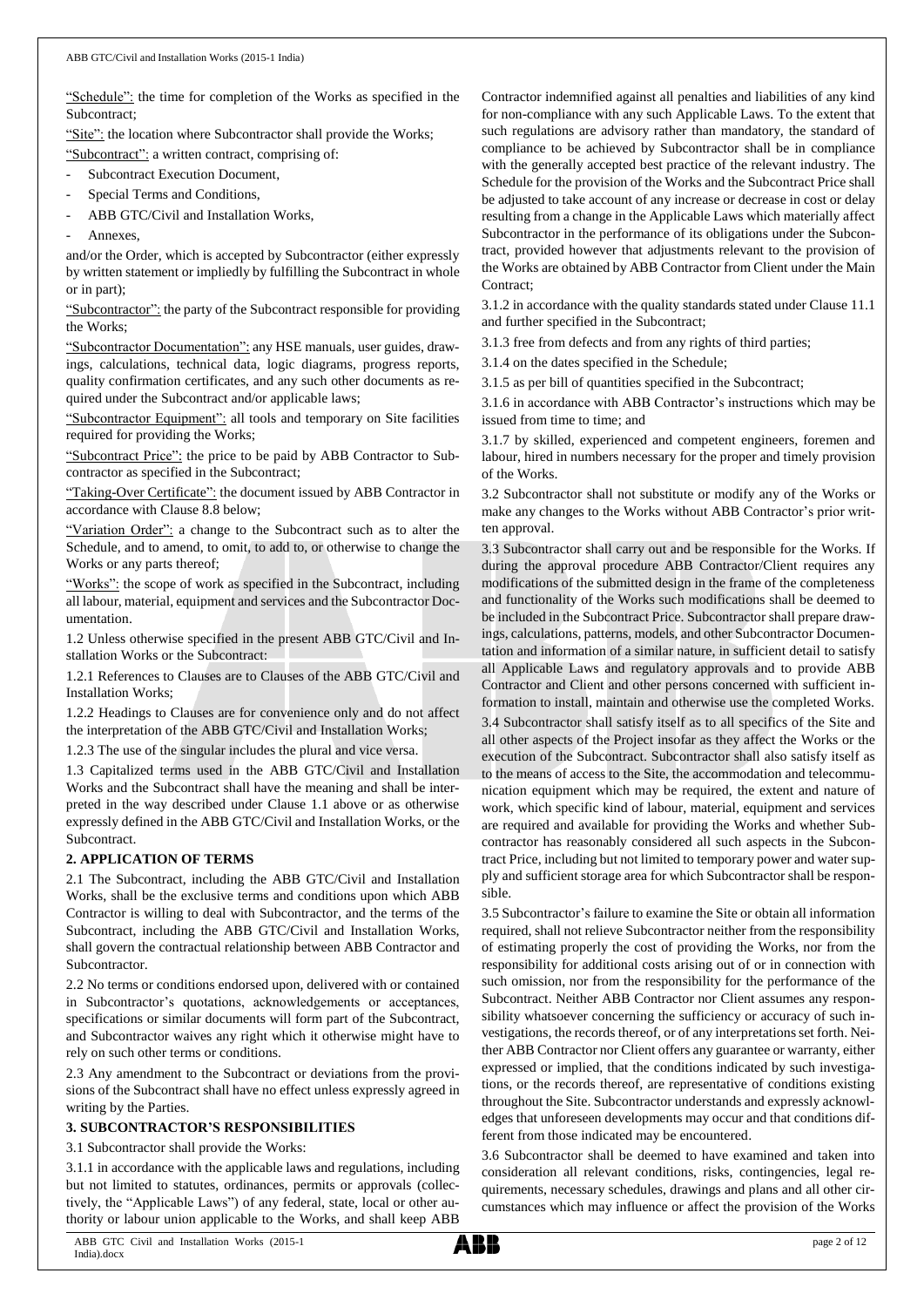"Schedule": the time for completion of the Works as specified in the Subcontract;

"Site": the location where Subcontractor shall provide the Works;

"Subcontract": a written contract, comprising of:

- Subcontract Execution Document,
- Special Terms and Conditions,
- ABB GTC/Civil and Installation Works,
- Annexes,

and/or the Order, which is accepted by Subcontractor (either expressly by written statement or impliedly by fulfilling the Subcontract in whole or in part);

"Subcontractor": the party of the Subcontract responsible for providing the Works;

"Subcontractor Documentation": any HSE manuals, user guides, drawings, calculations, technical data, logic diagrams, progress reports, quality confirmation certificates, and any such other documents as required under the Subcontract and/or applicable laws;

"Subcontractor Equipment": all tools and temporary on Site facilities required for providing the Works;

"Subcontract Price": the price to be paid by ABB Contractor to Subcontractor as specified in the Subcontract;

"Taking-Over Certificate": the document issued by ABB Contractor in accordance with Clause 8.8 below;

"Variation Order": a change to the Subcontract such as to alter the Schedule, and to amend, to omit, to add to, or otherwise to change the Works or any parts thereof;

"Works": the scope of work as specified in the Subcontract, including all labour, material, equipment and services and the Subcontractor Documentation.

1.2 Unless otherwise specified in the present ABB GTC/Civil and Installation Works or the Subcontract:

1.2.1 References to Clauses are to Clauses of the ABB GTC/Civil and Installation Works;

1.2.2 Headings to Clauses are for convenience only and do not affect the interpretation of the ABB GTC/Civil and Installation Works;

1.2.3 The use of the singular includes the plural and vice versa.

1.3 Capitalized terms used in the ABB GTC/Civil and Installation Works and the Subcontract shall have the meaning and shall be interpreted in the way described under Clause 1.1 above or as otherwise expressly defined in the ABB GTC/Civil and Installation Works, or the Subcontract.

## 2. APPLICATION OF TERMS

2.1 The Subcontract, including the ABB GTC/Civil and Installation Works, shall be the exclusive terms and conditions upon which ABB Contractor is willing to deal with Subcontractor, and the terms of the Subcontract, including the ABB GTC/Civil and Installation Works, shall govern the contractual relationship between ABB Contractor and Subcontractor.

2.2 No terms or conditions endorsed upon, delivered with or contained in Subcontractor's quotations, acknowledgements or acceptances, specifications or similar documents will form part of the Subcontract, and Subcontractor waives any right which it otherwise might have to rely on such other terms or conditions.

2.3 Any amendment to the Subcontract or deviations from the provisions of the Subcontract shall have no effect unless expressly agreed in writing by the Parties.

## 3. SUBCONTRACTOR'S RESPONSIBILITIES

3.1 Subcontractor shall provide the Works:

3.1.1 in accordance with the applicable laws and regulations, including but not limited to statutes, ordinances, permits or approvals (collectively, the "Applicable Laws") of any federal, state, local or other authority or labour union applicable to the Works, and shall keep ABB Contractor indemnified against all penalties and liabilities of any kind for non-compliance with any such Applicable Laws. To the extent that such regulations are advisory rather than mandatory, the standard of compliance to be achieved by Subcontractor shall be in compliance with the generally accepted best practice of the relevant industry. The Schedule for the provision of the Works and the Subcontract Price shall be adjusted to take account of any increase or decrease in cost or delay resulting from a change in the Applicable Laws which materially affect Subcontractor in the performance of its obligations under the Subcontract, provided however that adjustments relevant to the provision of the Works are obtained by ABB Contractor from Client under the Main Contract;

3.1.2 in accordance with the quality standards stated under Clause 11.1 and further specified in the Subcontract;

3.1.3 free from defects and from any rights of third parties;

3.1.4 on the dates specified in the Schedule;

3.1.5 as per bill of quantities specified in the Subcontract;

3.1.6 in accordance with ABB Contractor's instructions which may be issued from time to time; and

3.1.7 by skilled, experienced and competent engineers, foremen and labour, hired in numbers necessary for the proper and timely provision of the Works.

3.2 Subcontractor shall not substitute or modify any of the Works or make any changes to the Works without ABB Contractor's prior written approval.

3.3 Subcontractor shall carry out and be responsible for the Works. If during the approval procedure ABB Contractor/Client requires any modifications of the submitted design in the frame of the completeness and functionality of the Works such modifications shall be deemed to be included in the Subcontract Price. Subcontractor shall prepare drawings, calculations, patterns, models, and other Subcontractor Documentation and information of a similar nature, in sufficient detail to satisfy all Applicable Laws and regulatory approvals and to provide ABB Contractor and Client and other persons concerned with sufficient information to install, maintain and otherwise use the completed Works.

3.4 Subcontractor shall satisfy itself as to all specifics of the Site and all other aspects of the Project insofar as they affect the Works or the execution of the Subcontract. Subcontractor shall also satisfy itself as to the means of access to the Site, the accommodation and telecommunication equipment which may be required, the extent and nature of work, which specific kind of labour, material, equipment and services are required and available for providing the Works and whether Subcontractor has reasonably considered all such aspects in the Subcontract Price, including but not limited to temporary power and water supply and sufficient storage area for which Subcontractor shall be responsible.

3.5 Subcontractor's failure to examine the Site or obtain all information required, shall not relieve Subcontractor neither from the responsibility of estimating properly the cost of providing the Works, nor from the responsibility for additional costs arising out of or in connection with such omission, nor from the responsibility for the performance of the Subcontract. Neither ABB Contractor nor Client assumes any responsibility whatsoever concerning the sufficiency or accuracy of such investigations, the records thereof, or of any interpretations set forth. Neither ABB Contractor nor Client offers any guarantee or warranty, either expressed or implied, that the conditions indicated by such investigations, or the records thereof, are representative of conditions existing throughout the Site. Subcontractor understands and expressly acknowledges that unforeseen developments may occur and that conditions different from those indicated may be encountered.

3.6 Subcontractor shall be deemed to have examined and taken into consideration all relevant conditions, risks, contingencies, legal requirements, necessary schedules, drawings and plans and all other circumstances which may influence or affect the provision of the Works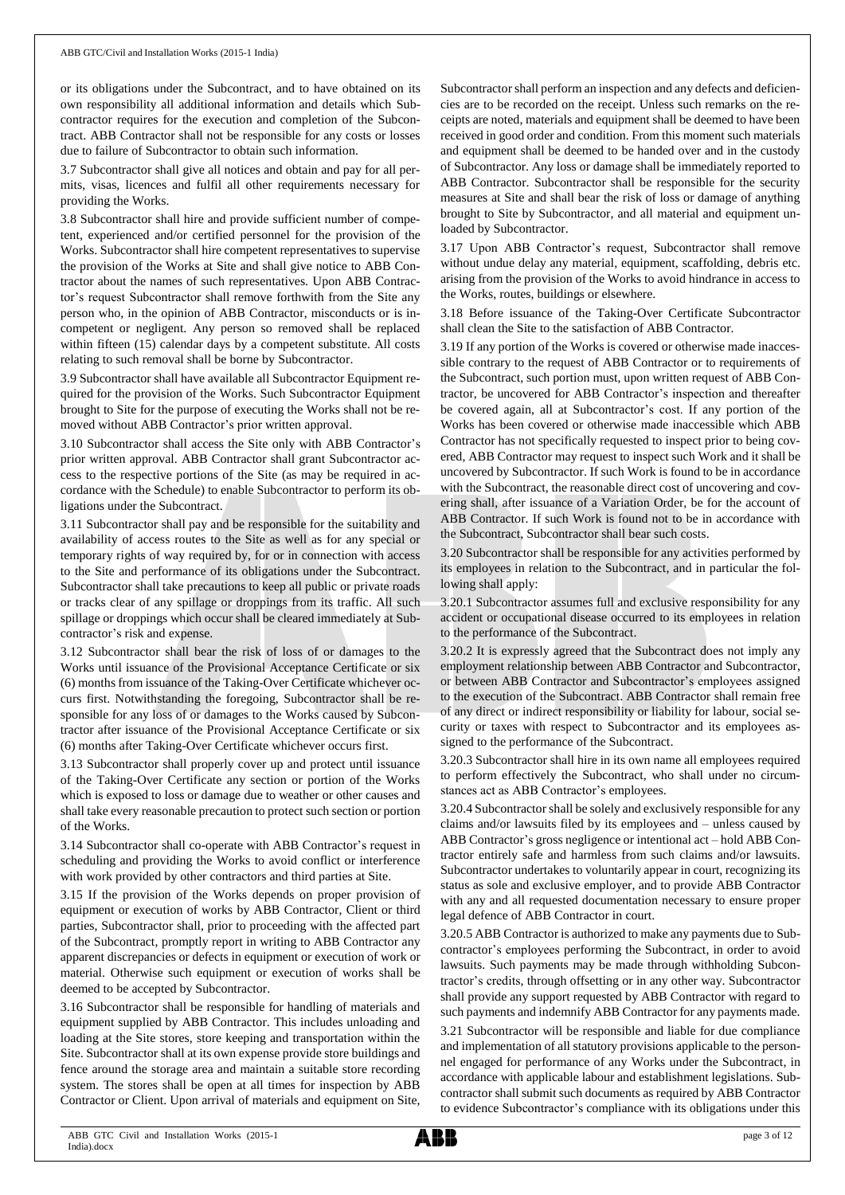or its obligations under the Subcontract, and to have obtained on its own responsibility all additional information and details which Subcontractor requires for the execution and completion of the Subcontract. ABB Contractor shall not be responsible for any costs or losses due to failure of Subcontractor to obtain such information.

3.7 Subcontractor shall give all notices and obtain and pay for all permits, visas, licences and fulfil all other requirements necessary for providing the Works.

3.8 Subcontractor shall hire and provide sufficient number of competent, experienced and/or certified personnel for the provision of the Works. Subcontractor shall hire competent representatives to supervise the provision of the Works at Site and shall give notice to ABB Contractor about the names of such representatives. Upon ABB Contractor's request Subcontractor shall remove forthwith from the Site any person who, in the opinion of ABB Contractor, misconducts or is incompetent or negligent. Any person so removed shall be replaced within fifteen (15) calendar days by a competent substitute. All costs relating to such removal shall be borne by Subcontractor.

3.9 Subcontractor shall have available all Subcontractor Equipment required for the provision of the Works. Such Subcontractor Equipment brought to Site for the purpose of executing the Works shall not be removed without ABB Contractor's prior written approval.

3.10 Subcontractor shall access the Site only with ABB Contractor's prior written approval. ABB Contractor shall grant Subcontractor access to the respective portions of the Site (as may be required in accordance with the Schedule) to enable Subcontractor to perform its obligations under the Subcontract.

3.11 Subcontractor shall pay and be responsible for the suitability and availability of access routes to the Site as well as for any special or temporary rights of way required by, for or in connection with access to the Site and performance of its obligations under the Subcontract. Subcontractor shall take precautions to keep all public or private roads or tracks clear of any spillage or droppings from its traffic. All such spillage or droppings which occur shall be cleared immediately at Subcontractor's risk and expense.

3.12 Subcontractor shall bear the risk of loss of or damages to the Works until issuance of the Provisional Acceptance Certificate or six (6) months from issuance of the Taking-Over Certificate whichever occurs first. Notwithstanding the foregoing, Subcontractor shall be responsible for any loss of or damages to the Works caused by Subcontractor after issuance of the Provisional Acceptance Certificate or six (6) months after Taking-Over Certificate whichever occurs first.

3.13 Subcontractor shall properly cover up and protect until issuance of the Taking-Over Certificate any section or portion of the Works which is exposed to loss or damage due to weather or other causes and shall take every reasonable precaution to protect such section or portion of the Works.

3.14 Subcontractor shall co-operate with ABB Contractor's request in scheduling and providing the Works to avoid conflict or interference with work provided by other contractors and third parties at Site.

3.15 If the provision of the Works depends on proper provision of equipment or execution of works by ABB Contractor, Client or third parties, Subcontractor shall, prior to proceeding with the affected part of the Subcontract, promptly report in writing to ABB Contractor any apparent discrepancies or defects in equipment or execution of work or material. Otherwise such equipment or execution of works shall be deemed to be accepted by Subcontractor.

3.16 Subcontractor shall be responsible for handling of materials and equipment supplied by ABB Contractor. This includes unloading and loading at the Site stores, store keeping and transportation within the Site. Subcontractor shall at its own expense provide store buildings and fence around the storage area and maintain a suitable store recording system. The stores shall be open at all times for inspection by ABB Contractor or Client. Upon arrival of materials and equipment on Site, Subcontractor shall perform an inspection and any defects and deficiencies are to be recorded on the receipt. Unless such remarks on the receipts are noted, materials and equipment shall be deemed to have been received in good order and condition. From this moment such materials and equipment shall be deemed to be handed over and in the custody of Subcontractor. Any loss or damage shall be immediately reported to ABB Contractor. Subcontractor shall be responsible for the security measures at Site and shall bear the risk of loss or damage of anything brought to Site by Subcontractor, and all material and equipment unloaded by Subcontractor.

3.17 Upon ABB Contractor's request, Subcontractor shall remove without undue delay any material, equipment, scaffolding, debris etc. arising from the provision of the Works to avoid hindrance in access to the Works, routes, buildings or elsewhere.

3.18 Before issuance of the Taking-Over Certificate Subcontractor shall clean the Site to the satisfaction of ABB Contractor.

3.19 If any portion of the Works is covered or otherwise made inaccessible contrary to the request of ABB Contractor or to requirements of the Subcontract, such portion must, upon written request of ABB Contractor, be uncovered for ABB Contractor's inspection and thereafter be covered again, all at Subcontractor's cost. If any portion of the Works has been covered or otherwise made inaccessible which ABB Contractor has not specifically requested to inspect prior to being covered, ABB Contractor may request to inspect such Work and it shall be uncovered by Subcontractor. If such Work is found to be in accordance with the Subcontract, the reasonable direct cost of uncovering and covering shall, after issuance of a Variation Order, be for the account of ABB Contractor. If such Work is found not to be in accordance with the Subcontract, Subcontractor shall bear such costs.

3.20 Subcontractor shall be responsible for any activities performed by its employees in relation to the Subcontract, and in particular the following shall apply:

3.20.1 Subcontractor assumes full and exclusive responsibility for any accident or occupational disease occurred to its employees in relation to the performance of the Subcontract.

3.20.2 It is expressly agreed that the Subcontract does not imply any employment relationship between ABB Contractor and Subcontractor, or between ABB Contractor and Subcontractor's employees assigned to the execution of the Subcontract. ABB Contractor shall remain free of any direct or indirect responsibility or liability for labour, social security or taxes with respect to Subcontractor and its employees assigned to the performance of the Subcontract.

3.20.3 Subcontractor shall hire in its own name all employees required to perform effectively the Subcontract, who shall under no circumstances act as ABB Contractor's employees.

3.20.4 Subcontractor shall be solely and exclusively responsible for any claims and/or lawsuits filed by its employees and – unless caused by ABB Contractor's gross negligence or intentional act – hold ABB Contractor entirely safe and harmless from such claims and/or lawsuits. Subcontractor undertakes to voluntarily appear in court, recognizing its status as sole and exclusive employer, and to provide ABB Contractor with any and all requested documentation necessary to ensure proper legal defence of ABB Contractor in court.

3.20.5 ABB Contractor is authorized to make any payments due to Subcontractor's employees performing the Subcontract, in order to avoid lawsuits. Such payments may be made through withholding Subcontractor's credits, through offsetting or in any other way. Subcontractor shall provide any support requested by ABB Contractor with regard to such payments and indemnify ABB Contractor for any payments made.

3.21 Subcontractor will be responsible and liable for due compliance and implementation of all statutory provisions applicable to the personnel engaged for performance of any Works under the Subcontract, in accordance with applicable labour and establishment legislations. Subcontractor shall submit such documents as required by ABB Contractor to evidence Subcontractor's compliance with its obligations under this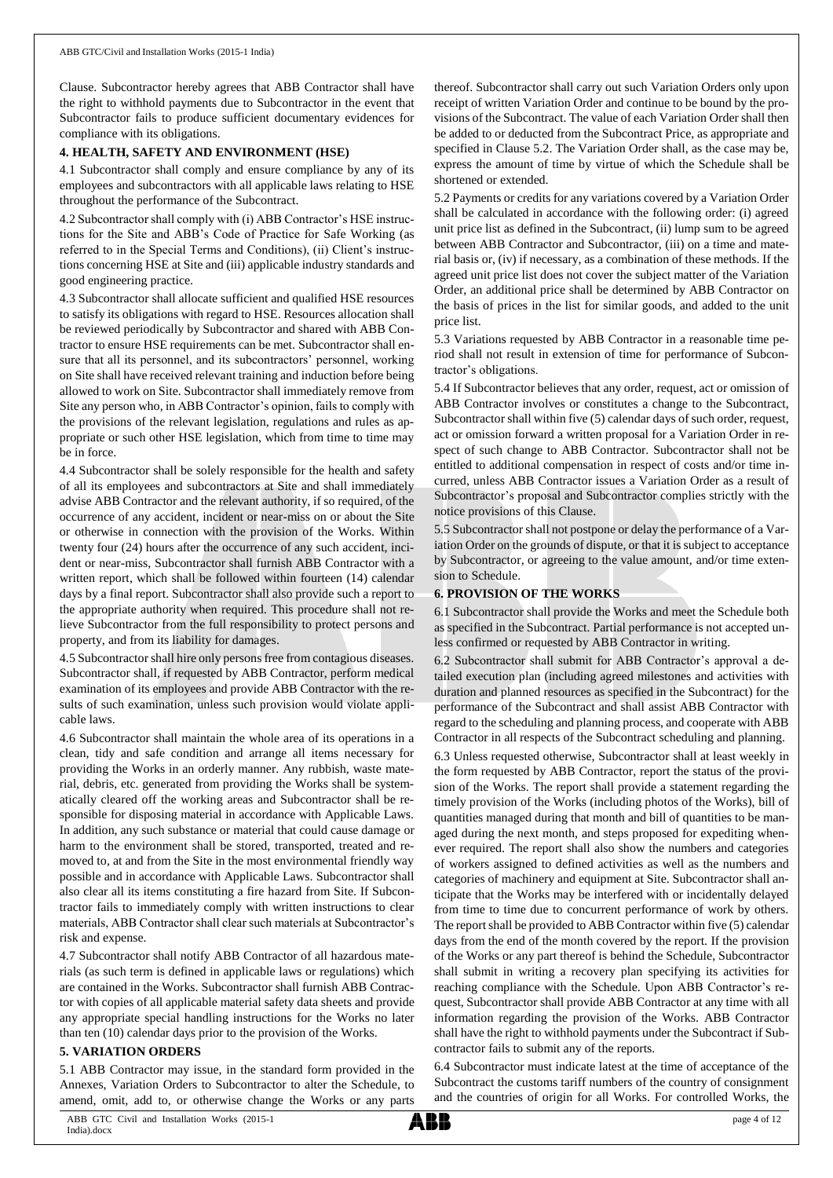Clause. Subcontractor hereby agrees that ABB Contractor shall have the right to withhold payments due to Subcontractor in the event that Subcontractor fails to produce sufficient documentary evidences for compliance with its obligations.

**4. HEALTH, SAFETY AND ENVIRONMENT (HSE)**

4.1 Subcontractor shall comply and ensure compliance by any of its employees and subcontractors with all applicable laws relating to HSE throughout the performance of the Subcontract.

4.2 Subcontractor shall comply with (i) ABB Contractor's HSE instructions for the Site and ABB's Code of Practice for Safe Working (as referred to in the Special Terms and Conditions), (ii) Client's instructions concerning HSE at Site and (iii) applicable industry standards and good engineering practice.

4.3 Subcontractor shall allocate sufficient and qualified HSE resources to satisfy its obligations with regard to HSE. Resources allocation shall be reviewed periodically by Subcontractor and shared with ABB Contractor to ensure HSE requirements can be met. Subcontractor shall ensure that all its personnel, and its subcontractors' personnel, working on Site shall have received relevant training and induction before being allowed to work on Site. Subcontractor shall immediately remove from Site any person who, in ABB Contractor's opinion, fails to comply with the provisions of the relevant legislation, regulations and rules as appropriate or such other HSE legislation, which from time to time may be in force.

4.4 Subcontractor shall be solely responsible for the health and safety of all its employees and subcontractors at Site and shall immediately advise ABB Contractor and the relevant authority, if so required, of the occurrence of any accident, incident or near-miss on or about the Site or otherwise in connection with the provision of the Works. Within twenty four (24) hours after the occurrence of any such accident, incident or near-miss, Subcontractor shall furnish ABB Contractor with a written report, which shall be followed within fourteen (14) calendar days by a final report. Subcontractor shall also provide such a report to the appropriate authority when required. This procedure shall not relieve Subcontractor from the full responsibility to protect persons and property, and from its liability for damages.

4.5 Subcontractor shall hire only persons free from contagious diseases. Subcontractor shall, if requested by ABB Contractor, perform medical examination of its employees and provide ABB Contractor with the results of such examination, unless such provision would violate applicable laws.

4.6 Subcontractor shall maintain the whole area of its operations in a clean, tidy and safe condition and arrange all items necessary for providing the Works in an orderly manner. Any rubbish, waste material, debris, etc. generated from providing the Works shall be systematically cleared off the working areas and Subcontractor shall be responsible for disposing material in accordance with Applicable Laws. In addition, any such substance or material that could cause damage or harm to the environment shall be stored, transported, treated and removed to, at and from the Site in the most environmental friendly way possible and in accordance with Applicable Laws. Subcontractor shall also clear all its items constituting a fire hazard from Site. If Subcontractor fails to immediately comply with written instructions to clear materials, ABB Contractor shall clear such materials at Subcontractor's risk and expense.

4.7 Subcontractor shall notify ABB Contractor of all hazardous materials (as such term is defined in applicable laws or regulations) which are contained in the Works. Subcontractor shall furnish ABB Contractor with copies of all applicable material safety data sheets and provide any appropriate special handling instructions for the Works no later than ten (10) calendar days prior to the provision of the Works.

**5. VARIATION ORDERS**

5.1 ABB Contractor may issue, in the standard form provided in the Annexes, Variation Orders to Subcontractor to alter the Schedule, to amend, omit, add to, or otherwise change the Works or any parts thereof. Subcontractor shall carry out such Variation Orders only upon receipt of written Variation Order and continue to be bound by the provisions of the Subcontract. The value of each Variation Order shall then be added to or deducted from the Subcontract Price, as appropriate and specified in Clause 5.2. The Variation Order shall, as the case may be, express the amount of time by virtue of which the Schedule shall be shortened or extended.

5.2 Payments or credits for any variations covered by a Variation Order shall be calculated in accordance with the following order: (i) agreed unit price list as defined in the Subcontract, (ii) lump sum to be agreed between ABB Contractor and Subcontractor, (iii) on a time and material basis or, (iv) if necessary, as a combination of these methods. If the agreed unit price list does not cover the subject matter of the Variation Order, an additional price shall be determined by ABB Contractor on the basis of prices in the list for similar goods, and added to the unit price list.

5.3 Variations requested by ABB Contractor in a reasonable time period shall not result in extension of time for performance of Subcontractor's obligations.

5.4 If Subcontractor believes that any order, request, act or omission of ABB Contractor involves or constitutes a change to the Subcontract, Subcontractor shall within five (5) calendar days of such order, request, act or omission forward a written proposal for a Variation Order in respect of such change to ABB Contractor. Subcontractor shall not be entitled to additional compensation in respect of costs and/or time incurred, unless ABB Contractor issues a Variation Order as a result of Subcontractor's proposal and Subcontractor complies strictly with the notice provisions of this Clause.

5.5 Subcontractor shall not postpone or delay the performance of a Variation Order on the grounds of dispute, or that it is subject to acceptance by Subcontractor, or agreeing to the value amount, and/or time extension to Schedule.

**6. PROVISION OF THE WORKS**

6.1 Subcontractor shall provide the Works and meet the Schedule both as specified in the Subcontract. Partial performance is not accepted unless confirmed or requested by ABB Contractor in writing.

6.2 Subcontractor shall submit for ABB Contractor's approval a detailed execution plan (including agreed milestones and activities with duration and planned resources as specified in the Subcontract) for the performance of the Subcontract and shall assist ABB Contractor with regard to the scheduling and planning process, and cooperate with ABB Contractor in all respects of the Subcontract scheduling and planning.

6.3 Unless requested otherwise, Subcontractor shall at least weekly in the form requested by ABB Contractor, report the status of the provision of the Works. The report shall provide a statement regarding the timely provision of the Works (including photos of the Works), bill of quantities managed during that month and bill of quantities to be managed during the next month, and steps proposed for expediting whenever required. The report shall also show the numbers and categories of workers assigned to defined activities as well as the numbers and categories of machinery and equipment at Site. Subcontractor shall anticipate that the Works may be interfered with or incidentally delayed from time to time due to concurrent performance of work by others. The report shall be provided to ABB Contractor within five (5) calendar days from the end of the month covered by the report. If the provision of the Works or any part thereof is behind the Schedule, Subcontractor shall submit in writing a recovery plan specifying its activities for reaching compliance with the Schedule. Upon ABB Contractor's request, Subcontractor shall provide ABB Contractor at any time with all information regarding the provision of the Works. ABB Contractor shall have the right to withhold payments under the Subcontract if Subcontractor fails to submit any of the reports.

6.4 Subcontractor must indicate latest at the time of acceptance of the Subcontract the customs tariff numbers of the country of consignment and the countries of origin for all Works. For controlled Works, the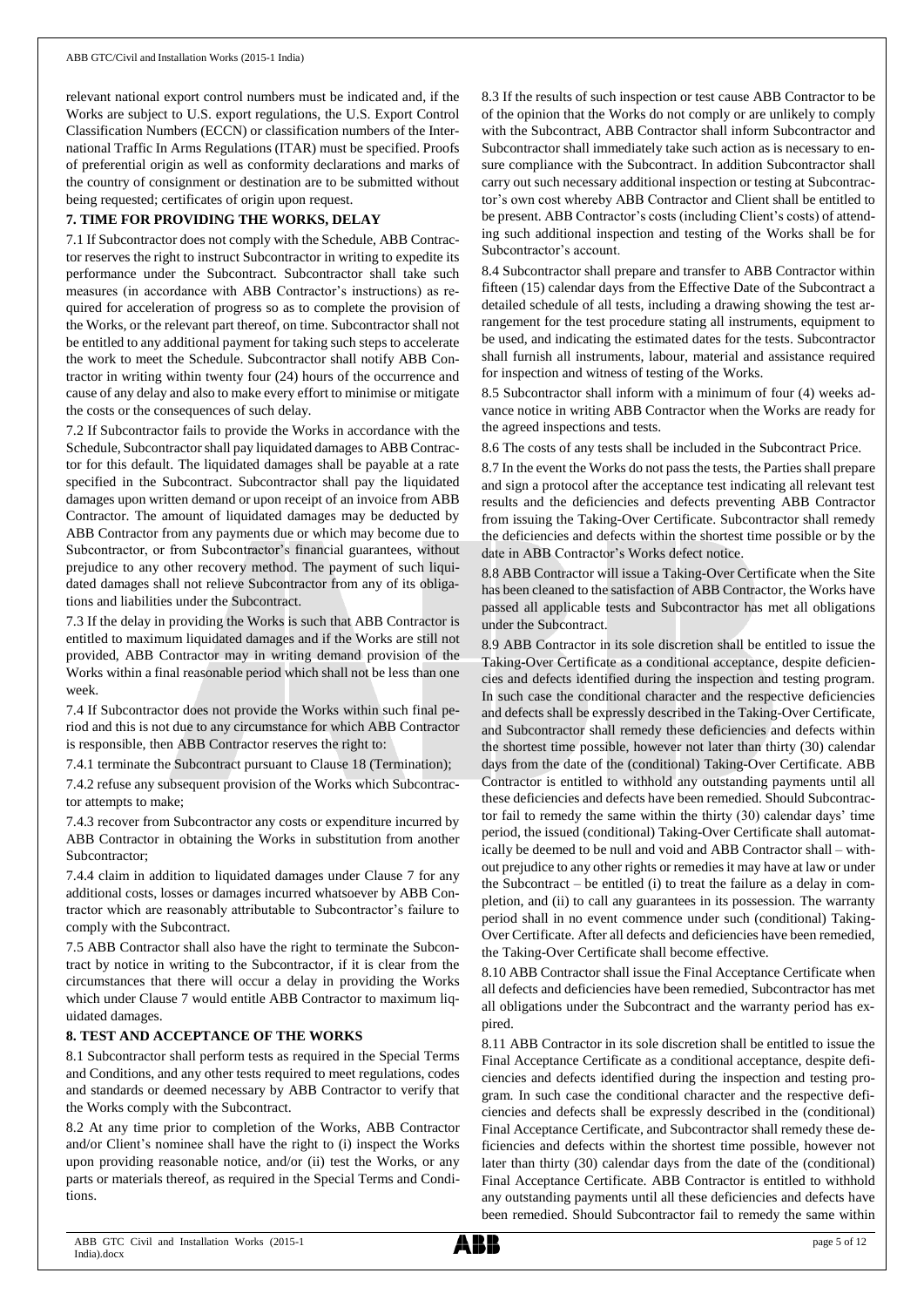relevant national export control numbers must be indicated and, if the Works are subject to U.S. export regulations, the U.S. Export Control Classification Numbers (ECCN) or classification numbers of the International Traffic In Arms Regulations (ITAR) must be specified. Proofs of preferential origin as well as conformity declarations and marks of the country of consignment or destination are to be submitted without being requested; certificates of origin upon request.

## 7. TIME FOR PROVIDING THE WORKS, DELAY

7.1 If Subcontractor does not comply with the Schedule, ABB Contractor reserves the right to instruct Subcontractor in writing to expedite its performance under the Subcontract. Subcontractor shall take such measures (in accordance with ABB Contractor's instructions) as required for acceleration of progress so as to complete the provision of the Works, or the relevant part thereof, on time. Subcontractor shall not be entitled to any additional payment for taking such steps to accelerate the work to meet the Schedule. Subcontractor shall notify ABB Contractor in writing within twenty four (24) hours of the occurrence and cause of any delay and also to make every effort to minimise or mitigate the costs or the consequences of such delay.

7.2 If Subcontractor fails to provide the Works in accordance with the Schedule, Subcontractor shall pay liquidated damages to ABB Contractor for this default. The liquidated damages shall be payable at a rate specified in the Subcontract. Subcontractor shall pay the liquidated damages upon written demand or upon receipt of an invoice from ABB Contractor. The amount of liquidated damages may be deducted by ABB Contractor from any payments due or which may become due to Subcontractor, or from Subcontractor's financial guarantees, without prejudice to any other recovery method. The payment of such liquidated damages shall not relieve Subcontractor from any of its obligations and liabilities under the Subcontract.

7.3 If the delay in providing the Works is such that ABB Contractor is entitled to maximum liquidated damages and if the Works are still not provided, ABB Contractor may in writing demand provision of the Works within a final reasonable period which shall not be less than one week.

7.4 If Subcontractor does not provide the Works within such final period and this is not due to any circumstance for which ABB Contractor is responsible, then ABB Contractor reserves the right to:

7.4.1 terminate the Subcontract pursuant to Clause 18 (Termination);

7.4.2 refuse any subsequent provision of the Works which Subcontractor attempts to make;

7.4.3 recover from Subcontractor any costs or expenditure incurred by ABB Contractor in obtaining the Works in substitution from another Subcontractor;

7.4.4 claim in addition to liquidated damages under Clause 7 for any additional costs, losses or damages incurred whatsoever by ABB Contractor which are reasonably attributable to Subcontractor's failure to comply with the Subcontract.

7.5 ABB Contractor shall also have the right to terminate the Subcontract by notice in writing to the Subcontractor, if it is clear from the circumstances that there will occur a delay in providing the Works which under Clause 7 would entitle ABB Contractor to maximum liquidated damages.

## 8. TEST AND ACCEPTANCE OF THE WORKS

8.1 Subcontractor shall perform tests as required in the Special Terms and Conditions, and any other tests required to meet regulations, codes and standards or deemed necessary by ABB Contractor to verify that the Works comply with the Subcontract.

8.2 At any time prior to completion of the Works, ABB Contractor and/or Client's nominee shall have the right to (i) inspect the Works upon providing reasonable notice, and/or (ii) test the Works, or any parts or materials thereof, as required in the Special Terms and Conditions.

8.3 If the results of such inspection or test cause ABB Contractor to be of the opinion that the Works do not comply or are unlikely to comply with the Subcontract, ABB Contractor shall inform Subcontractor and Subcontractor shall immediately take such action as is necessary to ensure compliance with the Subcontract. In addition Subcontractor shall carry out such necessary additional inspection or testing at Subcontractor's own cost whereby ABB Contractor and Client shall be entitled to be present. ABB Contractor's costs (including Client's costs) of attending such additional inspection and testing of the Works shall be for Subcontractor's account.

8.4 Subcontractor shall prepare and transfer to ABB Contractor within fifteen (15) calendar days from the Effective Date of the Subcontract a detailed schedule of all tests, including a drawing showing the test arrangement for the test procedure stating all instruments, equipment to be used, and indicating the estimated dates for the tests. Subcontractor shall furnish all instruments, labour, material and assistance required for inspection and witness of testing of the Works.

8.5 Subcontractor shall inform with a minimum of four (4) weeks advance notice in writing ABB Contractor when the Works are ready for the agreed inspections and tests.

8.6 The costs of any tests shall be included in the Subcontract Price.

8.7 In the event the Works do not pass the tests, the Parties shall prepare and sign a protocol after the acceptance test indicating all relevant test results and the deficiencies and defects preventing ABB Contractor from issuing the Taking-Over Certificate. Subcontractor shall remedy the deficiencies and defects within the shortest time possible or by the date in ABB Contractor's Works defect notice.

8.8 ABB Contractor will issue a Taking-Over Certificate when the Site has been cleaned to the satisfaction of ABB Contractor, the Works have passed all applicable tests and Subcontractor has met all obligations under the Subcontract.

8.9 ABB Contractor in its sole discretion shall be entitled to issue the Taking-Over Certificate as a conditional acceptance, despite deficiencies and defects identified during the inspection and testing program. In such case the conditional character and the respective deficiencies and defects shall be expressly described in the Taking-Over Certificate, and Subcontractor shall remedy these deficiencies and defects within the shortest time possible, however not later than thirty (30) calendar days from the date of the (conditional) Taking-Over Certificate. ABB Contractor is entitled to withhold any outstanding payments until all these deficiencies and defects have been remedied. Should Subcontractor fail to remedy the same within the thirty (30) calendar days' time period, the issued (conditional) Taking-Over Certificate shall automatically be deemed to be null and void and ABB Contractor shall – without prejudice to any other rights or remedies it may have at law or under the Subcontract – be entitled (i) to treat the failure as a delay in completion, and (ii) to call any guarantees in its possession. The warranty period shall in no event commence under such (conditional) Taking-Over Certificate. After all defects and deficiencies have been remedied, the Taking-Over Certificate shall become effective.

8.10 ABB Contractor shall issue the Final Acceptance Certificate when all defects and deficiencies have been remedied, Subcontractor has met all obligations under the Subcontract and the warranty period has expired.

8.11 ABB Contractor in its sole discretion shall be entitled to issue the Final Acceptance Certificate as a conditional acceptance, despite deficiencies and defects identified during the inspection and testing program. In such case the conditional character and the respective deficiencies and defects shall be expressly described in the (conditional) Final Acceptance Certificate, and Subcontractor shall remedy these deficiencies and defects within the shortest time possible, however not later than thirty (30) calendar days from the date of the (conditional) Final Acceptance Certificate. ABB Contractor is entitled to withhold any outstanding payments until all these deficiencies and defects have been remedied. Should Subcontractor fail to remedy the same within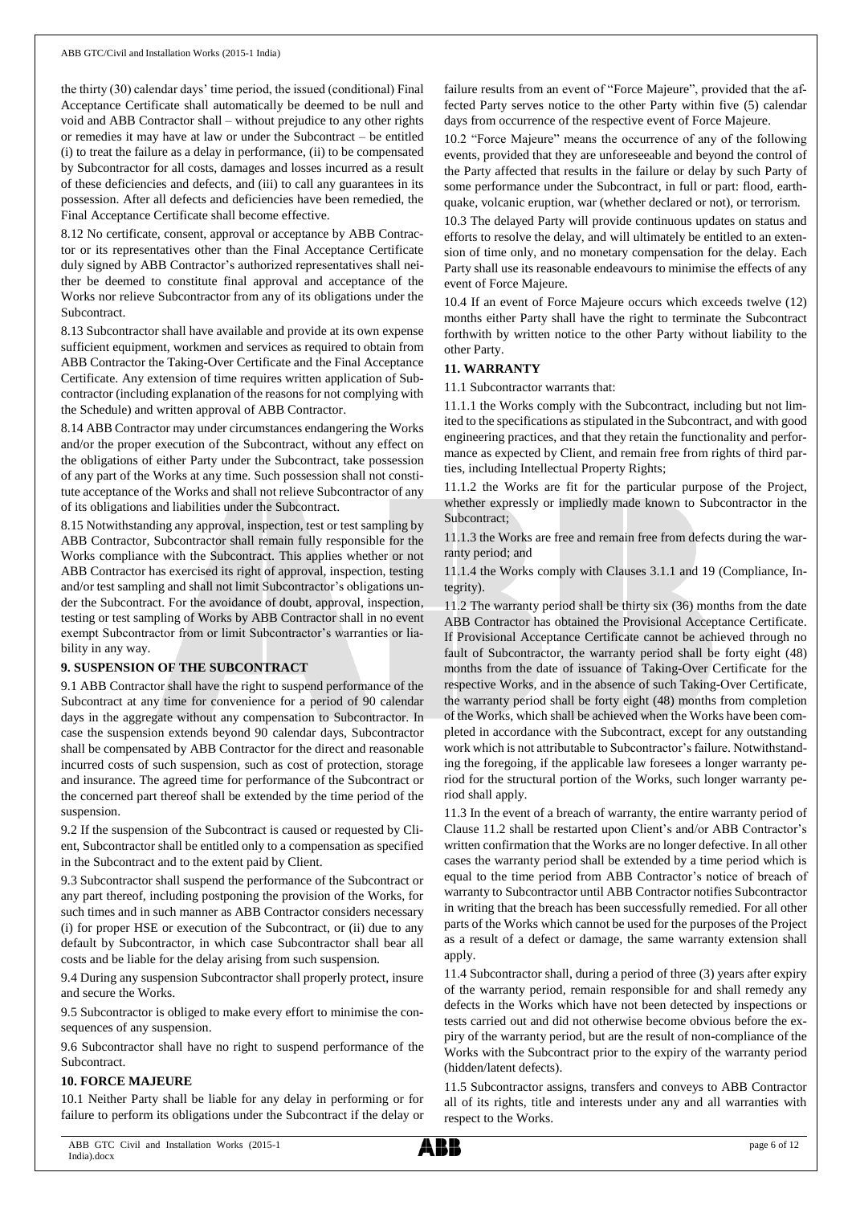the thirty (30) calendar days' time period, the issued (conditional) Final Acceptance Certificate shall automatically be deemed to be null and void and ABB Contractor shall – without prejudice to any other rights or remedies it may have at law or under the Subcontract – be entitled (i) to treat the failure as a delay in performance, (ii) to be compensated by Subcontractor for all costs, damages and losses incurred as a result of these deficiencies and defects, and (iii) to call any guarantees in its possession. After all defects and deficiencies have been remedied, the Final Acceptance Certificate shall become effective.

8.12 No certificate, consent, approval or acceptance by ABB Contractor or its representatives other than the Final Acceptance Certificate duly signed by ABB Contractor's authorized representatives shall neither be deemed to constitute final approval and acceptance of the Works nor relieve Subcontractor from any of its obligations under the Subcontract.

8.13 Subcontractor shall have available and provide at its own expense sufficient equipment, workmen and services as required to obtain from ABB Contractor the Taking-Over Certificate and the Final Acceptance Certificate. Any extension of time requires written application of Subcontractor (including explanation of the reasons for not complying with the Schedule) and written approval of ABB Contractor.

8.14 ABB Contractor may under circumstances endangering the Works and/or the proper execution of the Subcontract, without any effect on the obligations of either Party under the Subcontract, take possession of any part of the Works at any time. Such possession shall not constitute acceptance of the Works and shall not relieve Subcontractor of any of its obligations and liabilities under the Subcontract.

8.15 Notwithstanding any approval, inspection, test or test sampling by ABB Contractor, Subcontractor shall remain fully responsible for the Works compliance with the Subcontract. This applies whether or not ABB Contractor has exercised its right of approval, inspection, testing and/or test sampling and shall not limit Subcontractor's obligations under the Subcontract. For the avoidance of doubt, approval, inspection, testing or test sampling of Works by ABB Contractor shall in no event exempt Subcontractor from or limit Subcontractor's warranties or liability in any way.

## 9. SUSPENSION OF THE SUBCONTRACT

9.1 ABB Contractor shall have the right to suspend performance of the Subcontract at any time for convenience for a period of 90 calendar days in the aggregate without any compensation to Subcontractor. In case the suspension extends beyond 90 calendar days, Subcontractor shall be compensated by ABB Contractor for the direct and reasonable incurred costs of such suspension, such as cost of protection, storage and insurance. The agreed time for performance of the Subcontract or the concerned part thereof shall be extended by the time period of the suspension.

9.2 If the suspension of the Subcontract is caused or requested by Client, Subcontractor shall be entitled only to a compensation as specified in the Subcontract and to the extent paid by Client.

9.3 Subcontractor shall suspend the performance of the Subcontract or any part thereof, including postponing the provision of the Works, for such times and in such manner as ABB Contractor considers necessary (i) for proper HSE or execution of the Subcontract, or (ii) due to any default by Subcontractor, in which case Subcontractor shall bear all costs and be liable for the delay arising from such suspension.

9.4 During any suspension Subcontractor shall properly protect, insure and secure the Works.

9.5 Subcontractor is obliged to make every effort to minimise the consequences of any suspension.

9.6 Subcontractor shall have no right to suspend performance of the Subcontract.

## 10. FORCE MAJEURE

10.1 Neither Party shall be liable for any delay in performing or for failure to perform its obligations under the Subcontract if the delay or failure results from an event of "Force Majeure", provided that the affected Party serves notice to the other Party within five (5) calendar days from occurrence of the respective event of Force Majeure.

10.2 "Force Majeure" means the occurrence of any of the following events, provided that they are unforeseeable and beyond the control of the Party affected that results in the failure or delay by such Party of some performance under the Subcontract, in full or part: flood, earthquake, volcanic eruption, war (whether declared or not), or terrorism.

10.3 The delayed Party will provide continuous updates on status and efforts to resolve the delay, and will ultimately be entitled to an extension of time only, and no monetary compensation for the delay. Each Party shall use its reasonable endeavours to minimise the effects of any event of Force Majeure.

10.4 If an event of Force Majeure occurs which exceeds twelve (12) months either Party shall have the right to terminate the Subcontract forthwith by written notice to the other Party without liability to the other Party.

## 11. WARRANTY

11.1 Subcontractor warrants that:

11.1.1 the Works comply with the Subcontract, including but not limited to the specifications as stipulated in the Subcontract, and with good engineering practices, and that they retain the functionality and performance as expected by Client, and remain free from rights of third parties, including Intellectual Property Rights;

11.1.2 the Works are fit for the particular purpose of the Project, whether expressly or impliedly made known to Subcontractor in the Subcontract;

11.1.3 the Works are free and remain free from defects during the warranty period; and

11.1.4 the Works comply with Clauses 3.1.1 and 19 (Compliance, Integrity).

11.2 The warranty period shall be thirty six (36) months from the date ABB Contractor has obtained the Provisional Acceptance Certificate. If Provisional Acceptance Certificate cannot be achieved through no fault of Subcontractor, the warranty period shall be forty eight (48) months from the date of issuance of Taking-Over Certificate for the respective Works, and in the absence of such Taking-Over Certificate, the warranty period shall be forty eight (48) months from completion of the Works, which shall be achieved when the Works have been completed in accordance with the Subcontract, except for any outstanding work which is not attributable to Subcontractor's failure. Notwithstanding the foregoing, if the applicable law foresees a longer warranty period for the structural portion of the Works, such longer warranty period shall apply.

11.3 In the event of a breach of warranty, the entire warranty period of Clause 11.2 shall be restarted upon Client's and/or ABB Contractor's written confirmation that the Works are no longer defective. In all other cases the warranty period shall be extended by a time period which is equal to the time period from ABB Contractor's notice of breach of warranty to Subcontractor until ABB Contractor notifies Subcontractor in writing that the breach has been successfully remedied. For all other parts of the Works which cannot be used for the purposes of the Project as a result of a defect or damage, the same warranty extension shall apply.

11.4 Subcontractor shall, during a period of three (3) years after expiry of the warranty period, remain responsible for and shall remedy any defects in the Works which have not been detected by inspections or tests carried out and did not otherwise become obvious before the expiry of the warranty period, but are the result of non-compliance of the Works with the Subcontract prior to the expiry of the warranty period (hidden/latent defects).

11.5 Subcontractor assigns, transfers and conveys to ABB Contractor all of its rights, title and interests under any and all warranties with respect to the Works.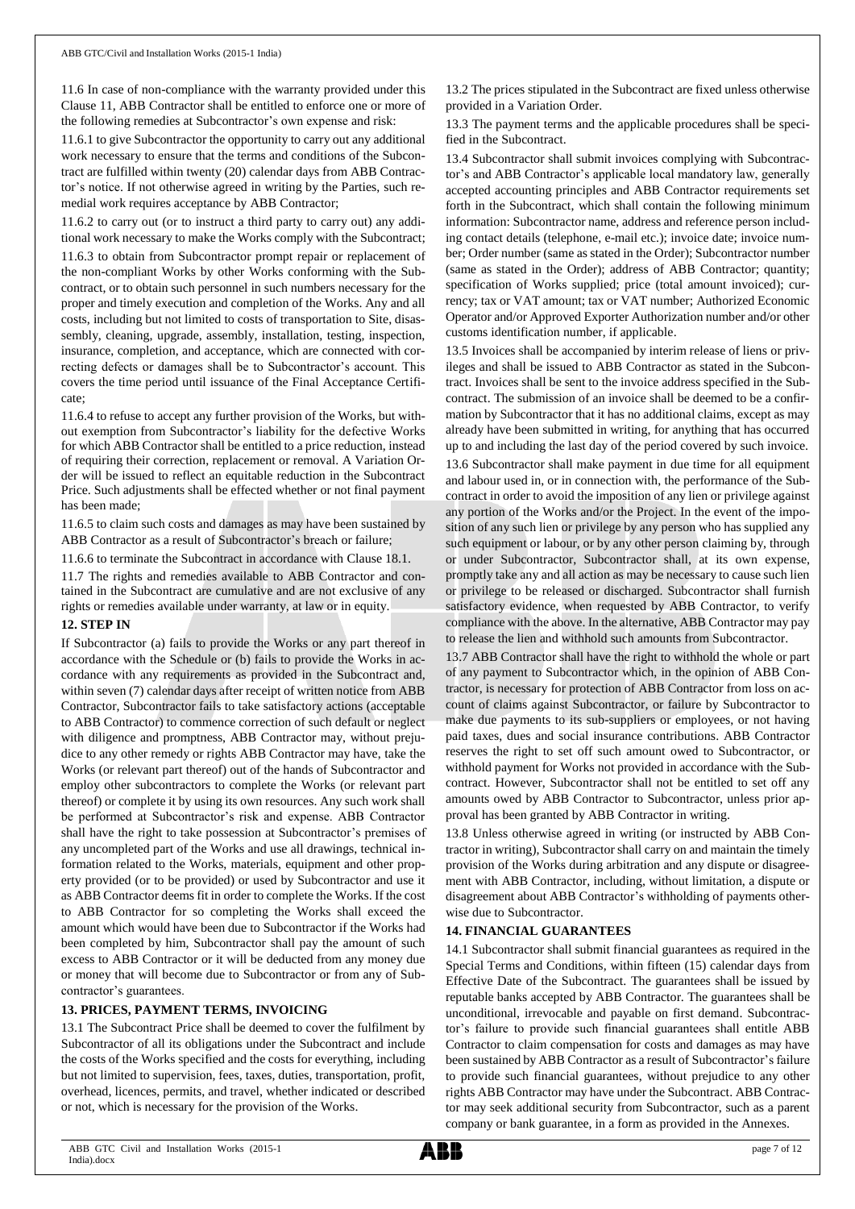11.6 In case of non-compliance with the warranty provided under this Clause 11, ABB Contractor shall be entitled to enforce one or more of the following remedies at Subcontractor's own expense and risk:

11.6.1 to give Subcontractor the opportunity to carry out any additional work necessary to ensure that the terms and conditions of the Subcontract are fulfilled within twenty (20) calendar days from ABB Contractor's notice. If not otherwise agreed in writing by the Parties, such remedial work requires acceptance by ABB Contractor;

11.6.2 to carry out (or to instruct a third party to carry out) any additional work necessary to make the Works comply with the Subcontract;

11.6.3 to obtain from Subcontractor prompt repair or replacement of the non-compliant Works by other Works conforming with the Subcontract, or to obtain such personnel in such numbers necessary for the proper and timely execution and completion of the Works. Any and all costs, including but not limited to costs of transportation to Site, disassembly, cleaning, upgrade, assembly, installation, testing, inspection, insurance, completion, and acceptance, which are connected with correcting defects or damages shall be to Subcontractor's account. This covers the time period until issuance of the Final Acceptance Certificate;

11.6.4 to refuse to accept any further provision of the Works, but without exemption from Subcontractor's liability for the defective Works for which ABB Contractor shall be entitled to a price reduction, instead of requiring their correction, replacement or removal. A Variation Order will be issued to reflect an equitable reduction in the Subcontract Price. Such adjustments shall be effected whether or not final payment has been made;

11.6.5 to claim such costs and damages as may have been sustained by ABB Contractor as a result of Subcontractor's breach or failure;

11.6.6 to terminate the Subcontract in accordance with Clause 18.1.

11.7 The rights and remedies available to ABB Contractor and contained in the Subcontract are cumulative and are not exclusive of any rights or remedies available under warranty, at law or in equity.

**12. STEP IN**

If Subcontractor (a) fails to provide the Works or any part thereof in accordance with the Schedule or (b) fails to provide the Works in accordance with any requirements as provided in the Subcontract and, within seven (7) calendar days after receipt of written notice from ABB Contractor, Subcontractor fails to take satisfactory actions (acceptable to ABB Contractor) to commence correction of such default or neglect with diligence and promptness, ABB Contractor may, without prejudice to any other remedy or rights ABB Contractor may have, take the Works (or relevant part thereof) out of the hands of Subcontractor and employ other subcontractors to complete the Works (or relevant part thereof) or complete it by using its own resources. Any such work shall be performed at Subcontractor's risk and expense. ABB Contractor shall have the right to take possession at Subcontractor's premises of any uncompleted part of the Works and use all drawings, technical information related to the Works, materials, equipment and other property provided (or to be provided) or used by Subcontractor and use it as ABB Contractor deems fit in order to complete the Works. If the cost to ABB Contractor for so completing the Works shall exceed the amount which would have been due to Subcontractor if the Works had been completed by him, Subcontractor shall pay the amount of such excess to ABB Contractor or it will be deducted from any money due or money that will become due to Subcontractor or from any of Subcontractor's guarantees.

**13. PRICES, PAYMENT TERMS, INVOICING**

13.1 The Subcontract Price shall be deemed to cover the fulfilment by Subcontractor of all its obligations under the Subcontract and include the costs of the Works specified and the costs for everything, including but not limited to supervision, fees, taxes, duties, transportation, profit, overhead, licences, permits, and travel, whether indicated or described or not, which is necessary for the provision of the Works.

13.2 The prices stipulated in the Subcontract are fixed unless otherwise provided in a Variation Order.

13.3 The payment terms and the applicable procedures shall be specified in the Subcontract.

13.4 Subcontractor shall submit invoices complying with Subcontractor's and ABB Contractor's applicable local mandatory law, generally accepted accounting principles and ABB Contractor requirements set forth in the Subcontract, which shall contain the following minimum information: Subcontractor name, address and reference person including contact details (telephone, e-mail etc.); invoice date; invoice number; Order number (same as stated in the Order); Subcontractor number (same as stated in the Order); address of ABB Contractor; quantity; specification of Works supplied; price (total amount invoiced); currency; tax or VAT amount; tax or VAT number; Authorized Economic Operator and/or Approved Exporter Authorization number and/or other customs identification number, if applicable.

13.5 Invoices shall be accompanied by interim release of liens or privileges and shall be issued to ABB Contractor as stated in the Subcontract. Invoices shall be sent to the invoice address specified in the Subcontract. The submission of an invoice shall be deemed to be a confirmation by Subcontractor that it has no additional claims, except as may already have been submitted in writing, for anything that has occurred up to and including the last day of the period covered by such invoice.

13.6 Subcontractor shall make payment in due time for all equipment and labour used in, or in connection with, the performance of the Subcontract in order to avoid the imposition of any lien or privilege against any portion of the Works and/or the Project. In the event of the imposition of any such lien or privilege by any person who has supplied any such equipment or labour, or by any other person claiming by, through or under Subcontractor, Subcontractor shall, at its own expense, promptly take any and all action as may be necessary to cause such lien or privilege to be released or discharged. Subcontractor shall furnish satisfactory evidence, when requested by ABB Contractor, to verify compliance with the above. In the alternative, ABB Contractor may pay to release the lien and withhold such amounts from Subcontractor.

13.7 ABB Contractor shall have the right to withhold the whole or part of any payment to Subcontractor which, in the opinion of ABB Contractor, is necessary for protection of ABB Contractor from loss on account of claims against Subcontractor, or failure by Subcontractor to make due payments to its sub-suppliers or employees, or not having paid taxes, dues and social insurance contributions. ABB Contractor reserves the right to set off such amount owed to Subcontractor, or withhold payment for Works not provided in accordance with the Subcontract. However, Subcontractor shall not be entitled to set off any amounts owed by ABB Contractor to Subcontractor, unless prior approval has been granted by ABB Contractor in writing.

13.8 Unless otherwise agreed in writing (or instructed by ABB Contractor in writing), Subcontractor shall carry on and maintain the timely provision of the Works during arbitration and any dispute or disagreement with ABB Contractor, including, without limitation, a dispute or disagreement about ABB Contractor's withholding of payments otherwise due to Subcontractor.

**14. FINANCIAL GUARANTEES**

14.1 Subcontractor shall submit financial guarantees as required in the Special Terms and Conditions, within fifteen (15) calendar days from Effective Date of the Subcontract. The guarantees shall be issued by reputable banks accepted by ABB Contractor. The guarantees shall be unconditional, irrevocable and payable on first demand. Subcontractor's failure to provide such financial guarantees shall entitle ABB Contractor to claim compensation for costs and damages as may have been sustained by ABB Contractor as a result of Subcontractor's failure to provide such financial guarantees, without prejudice to any other rights ABB Contractor may have under the Subcontract. ABB Contractor may seek additional security from Subcontractor, such as a parent company or bank guarantee, in a form as provided in the Annexes.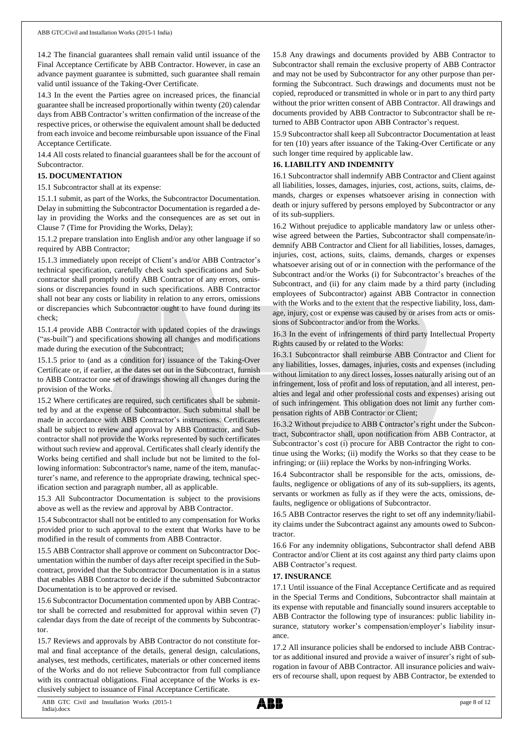14.2 The financial guarantees shall remain valid until issuance of the Final Acceptance Certificate by ABB Contractor. However, in case an advance payment guarantee is submitted, such guarantee shall remain valid until issuance of the Taking-Over Certificate.

14.3 In the event the Parties agree on increased prices, the financial guarantee shall be increased proportionally within twenty (20) calendar days from ABB Contractor's written confirmation of the increase of the respective prices, or otherwise the equivalent amount shall be deducted from each invoice and become reimbursable upon issuance of the Final Acceptance Certificate.

14.4 All costs related to financial guarantees shall be for the account of Subcontractor.

**15. DOCUMENTATION**

15.1 Subcontractor shall at its expense:

15.1.1 submit, as part of the Works, the Subcontractor Documentation. Delay in submitting the Subcontractor Documentation is regarded a delay in providing the Works and the consequences are as set out in Clause 7 (Time for Providing the Works, Delay);

15.1.2 prepare translation into English and/or any other language if so required by ABB Contractor;

15.1.3 immediately upon receipt of Client's and/or ABB Contractor's technical specification, carefully check such specifications and Subcontractor shall promptly notify ABB Contractor of any errors, omissions or discrepancies found in such specifications. ABB Contractor shall not bear any costs or liability in relation to any errors, omissions or discrepancies which Subcontractor ought to have found during its check;

15.1.4 provide ABB Contractor with updated copies of the drawings ("as-built") and specifications showing all changes and modifications made during the execution of the Subcontract;

15.1.5 prior to (and as a condition for) issuance of the Taking-Over Certificate or, if earlier, at the dates set out in the Subcontract, furnish to ABB Contractor one set of drawings showing all changes during the provision of the Works.

15.2 Where certificates are required, such certificates shall be submitted by and at the expense of Subcontractor. Such submittal shall be made in accordance with ABB Contractor's instructions. Certificates shall be subject to review and approval by ABB Contractor, and Subcontractor shall not provide the Works represented by such certificates without such review and approval. Certificates shall clearly identify the Works being certified and shall include but not be limited to the following information: Subcontractor's name, name of the item, manufacturer's name, and reference to the appropriate drawing, technical specification section and paragraph number, all as applicable.

15.3 All Subcontractor Documentation is subject to the provisions above as well as the review and approval by ABB Contractor.

15.4 Subcontractor shall not be entitled to any compensation for Works provided prior to such approval to the extent that Works have to be modified in the result of comments from ABB Contractor.

15.5 ABB Contractor shall approve or comment on Subcontractor Documentation within the number of days after receipt specified in the Subcontract, provided that the Subcontractor Documentation is in a status that enables ABB Contractor to decide if the submitted Subcontractor Documentation is to be approved or revised.

15.6 Subcontractor Documentation commented upon by ABB Contractor shall be corrected and resubmitted for approval within seven (7) calendar days from the date of receipt of the comments by Subcontractor.

15.7 Reviews and approvals by ABB Contractor do not constitute formal and final acceptance of the details, general design, calculations, analyses, test methods, certificates, materials or other concerned items of the Works and do not relieve Subcontractor from full compliance with its contractual obligations. Final acceptance of the Works is exclusively subject to issuance of Final Acceptance Certificate.

15.8 Any drawings and documents provided by ABB Contractor to Subcontractor shall remain the exclusive property of ABB Contractor and may not be used by Subcontractor for any other purpose than performing the Subcontract. Such drawings and documents must not be copied, reproduced or transmitted in whole or in part to any third party without the prior written consent of ABB Contractor. All drawings and documents provided by ABB Contractor to Subcontractor shall be returned to ABB Contractor upon ABB Contractor's request.

15.9 Subcontractor shall keep all Subcontractor Documentation at least for ten (10) years after issuance of the Taking-Over Certificate or any such longer time required by applicable law.

**16. LIABILITY AND INDEMNITY**

16.1 Subcontractor shall indemnify ABB Contractor and Client against all liabilities, losses, damages, injuries, cost, actions, suits, claims, demands, charges or expenses whatsoever arising in connection with death or injury suffered by persons employed by Subcontractor or any of its sub-suppliers.

16.2 Without prejudice to applicable mandatory law or unless otherwise agreed between the Parties, Subcontractor shall compensate/indemnify ABB Contractor and Client for all liabilities, losses, damages, injuries, cost, actions, suits, claims, demands, charges or expenses whatsoever arising out of or in connection with the performance of the Subcontract and/or the Works (i) for Subcontractor's breaches of the Subcontract, and (ii) for any claim made by a third party (including employees of Subcontractor) against ABB Contractor in connection with the Works and to the extent that the respective liability, loss, damage, injury, cost or expense was caused by or arises from acts or omissions of Subcontractor and/or from the Works.

16.3 In the event of infringements of third party Intellectual Property Rights caused by or related to the Works:

16.3.1 Subcontractor shall reimburse ABB Contractor and Client for any liabilities, losses, damages, injuries, costs and expenses (including without limitation to any direct losses, losses naturally arising out of an infringement, loss of profit and loss of reputation, and all interest, penalties and legal and other professional costs and expenses) arising out of such infringement. This obligation does not limit any further compensation rights of ABB Contractor or Client;

16.3.2 Without prejudice to ABB Contractor's right under the Subcontract, Subcontractor shall, upon notification from ABB Contractor, at Subcontractor's cost (i) procure for ABB Contractor the right to continue using the Works; (ii) modify the Works so that they cease to be infringing; or (iii) replace the Works by non-infringing Works.

16.4 Subcontractor shall be responsible for the acts, omissions, defaults, negligence or obligations of any of its sub-suppliers, its agents, servants or workmen as fully as if they were the acts, omissions, defaults, negligence or obligations of Subcontractor.

16.5 ABB Contractor reserves the right to set off any indemnity/liability claims under the Subcontract against any amounts owed to Subcontractor.

16.6 For any indemnity obligations, Subcontractor shall defend ABB Contractor and/or Client at its cost against any third party claims upon ABB Contractor's request.

**17. INSURANCE**

17.1 Until issuance of the Final Acceptance Certificate and as required in the Special Terms and Conditions, Subcontractor shall maintain at its expense with reputable and financially sound insurers acceptable to ABB Contractor the following type of insurances: public liability insurance, statutory worker's compensation/employer's liability insurance.

17.2 All insurance policies shall be endorsed to include ABB Contractor as additional insured and provide a waiver of insurer's right of subrogation in favour of ABB Contractor. All insurance policies and waivers of recourse shall, upon request by ABB Contractor, be extended to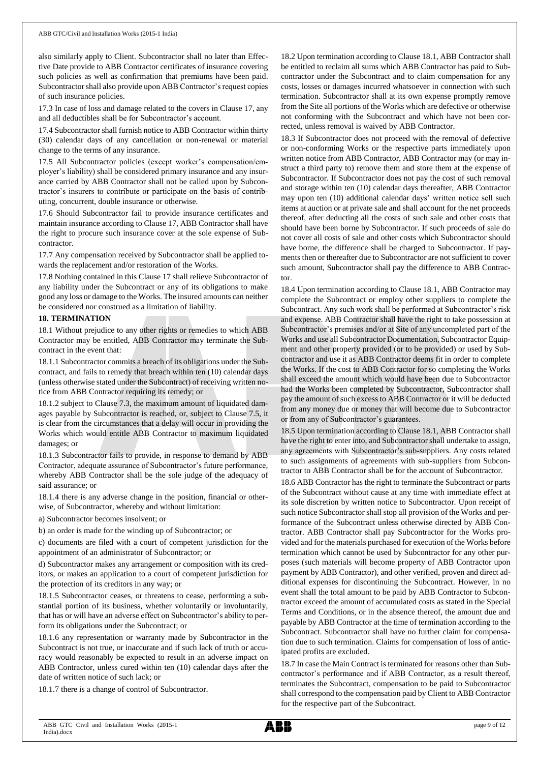also similarly apply to Client. Subcontractor shall no later than Effective Date provide to ABB Contractor certificates of insurance covering such policies as well as confirmation that premiums have been paid. Subcontractor shall also provide upon ABB Contractor's request copies of such insurance policies.

17.3 In case of loss and damage related to the covers in Clause 17, any and all deductibles shall be for Subcontractor's account.

17.4 Subcontractor shall furnish notice to ABB Contractor within thirty (30) calendar days of any cancellation or non-renewal or material change to the terms of any insurance.

17.5 All Subcontractor policies (except worker's compensation/employer's liability) shall be considered primary insurance and any insurance carried by ABB Contractor shall not be called upon by Subcontractor's insurers to contribute or participate on the basis of contributing, concurrent, double insurance or otherwise.

17.6 Should Subcontractor fail to provide insurance certificates and maintain insurance according to Clause 17, ABB Contractor shall have the right to procure such insurance cover at the sole expense of Subcontractor.

17.7 Any compensation received by Subcontractor shall be applied towards the replacement and/or restoration of the Works.

17.8 Nothing contained in this Clause 17 shall relieve Subcontractor of any liability under the Subcontract or any of its obligations to make good any loss or damage to the Works. The insured amounts can neither be considered nor construed as a limitation of liability.

**18. TERMINATION**

18.1 Without prejudice to any other rights or remedies to which ABB Contractor may be entitled, ABB Contractor may terminate the Subcontract in the event that:

18.1.1 Subcontractor commits a breach of its obligations under the Subcontract, and fails to remedy that breach within ten (10) calendar days (unless otherwise stated under the Subcontract) of receiving written notice from ABB Contractor requiring its remedy; or

18.1.2 subject to Clause 7.3, the maximum amount of liquidated damages payable by Subcontractor is reached, or, subject to Clause 7.5, it is clear from the circumstances that a delay will occur in providing the Works which would entitle ABB Contractor to maximum liquidated damages; or

18.1.3 Subcontractor fails to provide, in response to demand by ABB Contractor, adequate assurance of Subcontractor's future performance, whereby ABB Contractor shall be the sole judge of the adequacy of said assurance; or

18.1.4 there is any adverse change in the position, financial or otherwise, of Subcontractor, whereby and without limitation:

a) Subcontractor becomes insolvent; or

b) an order is made for the winding up of Subcontractor; or

c) documents are filed with a court of competent jurisdiction for the appointment of an administrator of Subcontractor; or

d) Subcontractor makes any arrangement or composition with its creditors, or makes an application to a court of competent jurisdiction for the protection of its creditors in any way; or

18.1.5 Subcontractor ceases, or threatens to cease, performing a substantial portion of its business, whether voluntarily or involuntarily, that has or will have an adverse effect on Subcontractor's ability to perform its obligations under the Subcontract; or

18.1.6 any representation or warranty made by Subcontractor in the Subcontract is not true, or inaccurate and if such lack of truth or accuracy would reasonably be expected to result in an adverse impact on ABB Contractor, unless cured within ten (10) calendar days after the date of written notice of such lack; or

18.1.7 there is a change of control of Subcontractor.

18.2 Upon termination according to Clause 18.1, ABB Contractor shall be entitled to reclaim all sums which ABB Contractor has paid to Subcontractor under the Subcontract and to claim compensation for any costs, losses or damages incurred whatsoever in connection with such termination. Subcontractor shall at its own expense promptly remove from the Site all portions of the Works which are defective or otherwise not conforming with the Subcontract and which have not been corrected, unless removal is waived by ABB Contractor.

18.3 If Subcontractor does not proceed with the removal of defective or non-conforming Works or the respective parts immediately upon written notice from ABB Contractor, ABB Contractor may (or may instruct a third party to) remove them and store them at the expense of Subcontractor. If Subcontractor does not pay the cost of such removal and storage within ten (10) calendar days thereafter, ABB Contractor may upon ten (10) additional calendar days' written notice sell such items at auction or at private sale and shall account for the net proceeds thereof, after deducting all the costs of such sale and other costs that should have been borne by Subcontractor. If such proceeds of sale do not cover all costs of sale and other costs which Subcontractor should have borne, the difference shall be charged to Subcontractor. If payments then or thereafter due to Subcontractor are not sufficient to cover such amount, Subcontractor shall pay the difference to ABB Contractor.

18.4 Upon termination according to Clause 18.1, ABB Contractor may complete the Subcontract or employ other suppliers to complete the Subcontract. Any such work shall be performed at Subcontractor's risk and expense. ABB Contractor shall have the right to take possession at Subcontractor's premises and/or at Site of any uncompleted part of the Works and use all Subcontractor Documentation, Subcontractor Equipment and other property provided (or to be provided) or used by Subcontractor and use it as ABB Contractor deems fit in order to complete the Works. If the cost to ABB Contractor for so completing the Works shall exceed the amount which would have been due to Subcontractor had the Works been completed by Subcontractor, Subcontractor shall pay the amount of such excess to ABB Contractor or it will be deducted from any money due or money that will become due to Subcontractor or from any of Subcontractor's guarantees.

18.5 Upon termination according to Clause 18.1, ABB Contractor shall have the right to enter into, and Subcontractor shall undertake to assign, any agreements with Subcontractor's sub-suppliers. Any costs related to such assignments of agreements with sub-suppliers from Subcontractor to ABB Contractor shall be for the account of Subcontractor.

18.6 ABB Contractor has the right to terminate the Subcontract or parts of the Subcontract without cause at any time with immediate effect at its sole discretion by written notice to Subcontractor. Upon receipt of such notice Subcontractor shall stop all provision of the Works and performance of the Subcontract unless otherwise directed by ABB Contractor. ABB Contractor shall pay Subcontractor for the Works provided and for the materials purchased for execution of the Works before termination which cannot be used by Subcontractor for any other purposes (such materials will become property of ABB Contractor upon payment by ABB Contractor), and other verified, proven and direct additional expenses for discontinuing the Subcontract. However, in no event shall the total amount to be paid by ABB Contractor to Subcontractor exceed the amount of accumulated costs as stated in the Special Terms and Conditions, or in the absence thereof, the amount due and payable by ABB Contractor at the time of termination according to the Subcontract. Subcontractor shall have no further claim for compensation due to such termination. Claims for compensation of loss of anticipated profits are excluded.

18.7 In case the Main Contract is terminated for reasons other than Subcontractor's performance and if ABB Contractor, as a result thereof, terminates the Subcontract, compensation to be paid to Subcontractor shall correspond to the compensation paid by Client to ABB Contractor for the respective part of the Subcontract.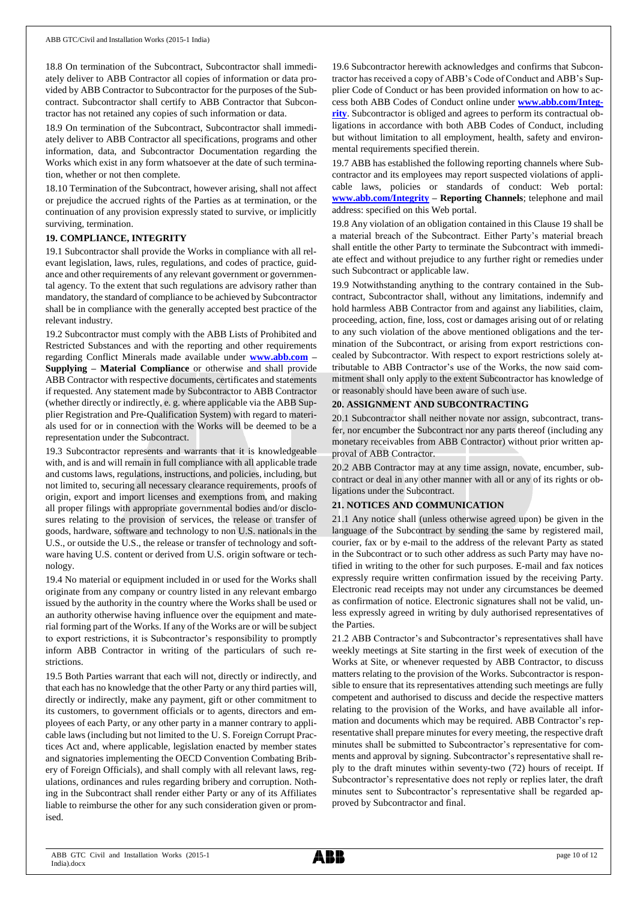18.8 On termination of the Subcontract, Subcontractor shall immediately deliver to ABB Contractor all copies of information or data provided by ABB Contractor to Subcontractor for the purposes of the Subcontract. Subcontractor shall certify to ABB Contractor that Subcontractor has not retained any copies of such information or data.

18.9 On termination of the Subcontract, Subcontractor shall immediately deliver to ABB Contractor all specifications, programs and other information, data, and Subcontractor Documentation regarding the Works which exist in any form whatsoever at the date of such termination, whether or not then complete.

18.10 Termination of the Subcontract, however arising, shall not affect or prejudice the accrued rights of the Parties as at termination, or the continuation of any provision expressly stated to survive, or implicitly surviving, termination.

## 19. COMPLIANCE, INTEGRITY

19.1 Subcontractor shall provide the Works in compliance with all relevant legislation, laws, rules, regulations, and codes of practice, guidance and other requirements of any relevant government or governmental agency. To the extent that such regulations are advisory rather than mandatory, the standard of compliance to be achieved by Subcontractor shall be in compliance with the generally accepted best practice of the relevant industry.

19.2 Subcontractor must comply with the ABB Lists of Prohibited and Restricted Substances and with the reporting and other requirements regarding Conflict Minerals made available under **www.abb.com – Supplying – Material Compliance** or otherwise and shall provide ABB Contractor with respective documents, certificates and statements if requested. Any statement made by Subcontractor to ABB Contractor (whether directly or indirectly, e. g. where applicable via the ABB Supplier Registration and Pre-Qualification System) with regard to materials used for or in connection with the Works will be deemed to be a representation under the Subcontract.

19.3 Subcontractor represents and warrants that it is knowledgeable with, and is and will remain in full compliance with all applicable trade and customs laws, regulations, instructions, and policies, including, but not limited to, securing all necessary clearance requirements, proofs of origin, export and import licenses and exemptions from, and making all proper filings with appropriate governmental bodies and/or disclosures relating to the provision of services, the release or transfer of goods, hardware, software and technology to non U.S. nationals in the U.S., or outside the U.S., the release or transfer of technology and software having U.S. content or derived from U.S. origin software or technology.

19.4 No material or equipment included in or used for the Works shall originate from any company or country listed in any relevant embargo issued by the authority in the country where the Works shall be used or an authority otherwise having influence over the equipment and material forming part of the Works. If any of the Works are or will be subject to export restrictions, it is Subcontractor's responsibility to promptly inform ABB Contractor in writing of the particulars of such restrictions.

19.5 Both Parties warrant that each will not, directly or indirectly, and that each has no knowledge that the other Party or any third parties will, directly or indirectly, make any payment, gift or other commitment to its customers, to government officials or to agents, directors and employees of each Party, or any other party in a manner contrary to applicable laws (including but not limited to the U. S. Foreign Corrupt Practices Act and, where applicable, legislation enacted by member states and signatories implementing the OECD Convention Combating Bribery of Foreign Officials), and shall comply with all relevant laws, regulations, ordinances and rules regarding bribery and corruption. Nothing in the Subcontract shall render either Party or any of its Affiliates liable to reimburse the other for any such consideration given or promised.

19.6 Subcontractor herewith acknowledges and confirms that Subcontractor has received a copy of ABB's Code of Conduct and ABB's Supplier Code of Conduct or has been provided information on how to access both ABB Codes of Conduct online under **www.abb.com/Integrity**. Subcontractor is obliged and agrees to perform its contractual obligations in accordance with both ABB Codes of Conduct, including but without limitation to all employment, health, safety and environmental requirements specified therein.

19.7 ABB has established the following reporting channels where Subcontractor and its employees may report suspected violations of applicable laws, policies or standards of conduct: Web portal: **www.abb.com/Integrity – Reporting Channels**; telephone and mail address: specified on this Web portal.

19.8 Any violation of an obligation contained in this Clause 19 shall be a material breach of the Subcontract. Either Party's material breach shall entitle the other Party to terminate the Subcontract with immediate effect and without prejudice to any further right or remedies under such Subcontract or applicable law.

19.9 Notwithstanding anything to the contrary contained in the Subcontract, Subcontractor shall, without any limitations, indemnify and hold harmless ABB Contractor from and against any liabilities, claim, proceeding, action, fine, loss, cost or damages arising out of or relating to any such violation of the above mentioned obligations and the termination of the Subcontract, or arising from export restrictions concealed by Subcontractor. With respect to export restrictions solely attributable to ABB Contractor's use of the Works, the now said commitment shall only apply to the extent Subcontractor has knowledge of or reasonably should have been aware of such use.

## 20. ASSIGNMENT AND SUBCONTRACTING

20.1 Subcontractor shall neither novate nor assign, subcontract, transfer, nor encumber the Subcontract nor any parts thereof (including any monetary receivables from ABB Contractor) without prior written approval of ABB Contractor.

20.2 ABB Contractor may at any time assign, novate, encumber, subcontract or deal in any other manner with all or any of its rights or obligations under the Subcontract.

## 21. NOTICES AND COMMUNICATION

21.1 Any notice shall (unless otherwise agreed upon) be given in the language of the Subcontract by sending the same by registered mail, courier, fax or by e-mail to the address of the relevant Party as stated in the Subcontract or to such other address as such Party may have notified in writing to the other for such purposes. E-mail and fax notices expressly require written confirmation issued by the receiving Party. Electronic read receipts may not under any circumstances be deemed as confirmation of notice. Electronic signatures shall not be valid, unless expressly agreed in writing by duly authorised representatives of the Parties.

21.2 ABB Contractor's and Subcontractor's representatives shall have weekly meetings at Site starting in the first week of execution of the Works at Site, or whenever requested by ABB Contractor, to discuss matters relating to the provision of the Works. Subcontractor is responsible to ensure that its representatives attending such meetings are fully competent and authorised to discuss and decide the respective matters relating to the provision of the Works, and have available all information and documents which may be required. ABB Contractor's representative shall prepare minutes for every meeting, the respective draft minutes shall be submitted to Subcontractor's representative for comments and approval by signing. Subcontractor's representative shall reply to the draft minutes within seventy-two (72) hours of receipt. If Subcontractor's representative does not reply or replies later, the draft minutes sent to Subcontractor's representative shall be regarded approved by Subcontractor and final.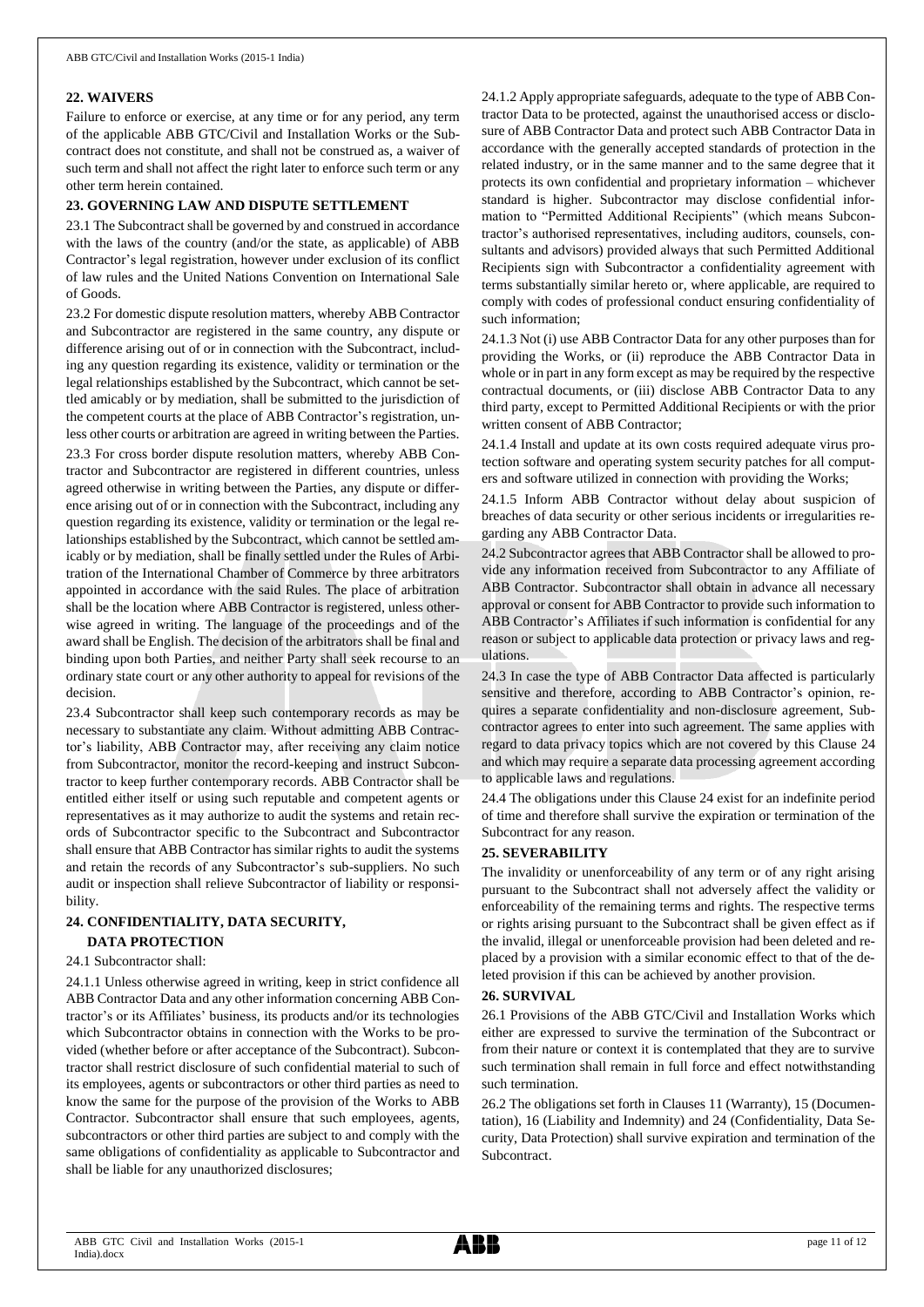## 22. WAIVERS

Failure to enforce or exercise, at any time or for any period, any term of the applicable ABB GTC/Civil and Installation Works or the Subcontract does not constitute, and shall not be construed as, a waiver of such term and shall not affect the right later to enforce such term or any other term herein contained.

## 23. GOVERNING LAW AND DISPUTE SETTLEMENT

23.1 The Subcontract shall be governed by and construed in accordance with the laws of the country (and/or the state, as applicable) of ABB Contractor's legal registration, however under exclusion of its conflict of law rules and the United Nations Convention on International Sale of Goods.

23.2 For domestic dispute resolution matters, whereby ABB Contractor and Subcontractor are registered in the same country, any dispute or difference arising out of or in connection with the Subcontract, including any question regarding its existence, validity or termination or the legal relationships established by the Subcontract, which cannot be settled amicably or by mediation, shall be submitted to the jurisdiction of the competent courts at the place of ABB Contractor's registration, unless other courts or arbitration are agreed in writing between the Parties.

23.3 For cross border dispute resolution matters, whereby ABB Contractor and Subcontractor are registered in different countries, unless agreed otherwise in writing between the Parties, any dispute or difference arising out of or in connection with the Subcontract, including any question regarding its existence, validity or termination or the legal relationships established by the Subcontract, which cannot be settled amicably or by mediation, shall be finally settled under the Rules of Arbitration of the International Chamber of Commerce by three arbitrators appointed in accordance with the said Rules. The place of arbitration shall be the location where ABB Contractor is registered, unless otherwise agreed in writing. The language of the proceedings and of the award shall be English. The decision of the arbitrators shall be final and binding upon both Parties, and neither Party shall seek recourse to an ordinary state court or any other authority to appeal for revisions of the decision.

23.4 Subcontractor shall keep such contemporary records as may be necessary to substantiate any claim. Without admitting ABB Contractor's liability, ABB Contractor may, after receiving any claim notice from Subcontractor, monitor the record-keeping and instruct Subcontractor to keep further contemporary records. ABB Contractor shall be entitled either itself or using such reputable and competent agents or representatives as it may authorize to audit the systems and retain records of Subcontractor specific to the Subcontract and Subcontractor shall ensure that ABB Contractor has similar rights to audit the systems and retain the records of any Subcontractor's sub-suppliers. No such audit or inspection shall relieve Subcontractor of liability or responsibility.

## 24. CONFIDENTIALITY, DATA SECURITY, DATA PROTECTION

24.1 Subcontractor shall:

24.1.1 Unless otherwise agreed in writing, keep in strict confidence all ABB Contractor Data and any other information concerning ABB Contractor's or its Affiliates' business, its products and/or its technologies which Subcontractor obtains in connection with the Works to be provided (whether before or after acceptance of the Subcontract). Subcontractor shall restrict disclosure of such confidential material to such of its employees, agents or subcontractors or other third parties as need to know the same for the purpose of the provision of the Works to ABB Contractor. Subcontractor shall ensure that such employees, agents, subcontractors or other third parties are subject to and comply with the same obligations of confidentiality as applicable to Subcontractor and shall be liable for any unauthorized disclosures;

24.1.2 Apply appropriate safeguards, adequate to the type of ABB Contractor Data to be protected, against the unauthorised access or disclosure of ABB Contractor Data and protect such ABB Contractor Data in accordance with the generally accepted standards of protection in the related industry, or in the same manner and to the same degree that it protects its own confidential and proprietary information – whichever standard is higher. Subcontractor may disclose confidential information to "Permitted Additional Recipients" (which means Subcontractor's authorised representatives, including auditors, counsels, consultants and advisors) provided always that such Permitted Additional Recipients sign with Subcontractor a confidentiality agreement with terms substantially similar hereto or, where applicable, are required to comply with codes of professional conduct ensuring confidentiality of such information;

24.1.3 Not (i) use ABB Contractor Data for any other purposes than for providing the Works, or (ii) reproduce the ABB Contractor Data in whole or in part in any form except as may be required by the respective contractual documents, or (iii) disclose ABB Contractor Data to any third party, except to Permitted Additional Recipients or with the prior written consent of ABB Contractor;

24.1.4 Install and update at its own costs required adequate virus protection software and operating system security patches for all computers and software utilized in connection with providing the Works;

24.1.5 Inform ABB Contractor without delay about suspicion of breaches of data security or other serious incidents or irregularities regarding any ABB Contractor Data.

24.2 Subcontractor agrees that ABB Contractor shall be allowed to provide any information received from Subcontractor to any Affiliate of ABB Contractor. Subcontractor shall obtain in advance all necessary approval or consent for ABB Contractor to provide such information to ABB Contractor's Affiliates if such information is confidential for any reason or subject to applicable data protection or privacy laws and regulations.

24.3 In case the type of ABB Contractor Data affected is particularly sensitive and therefore, according to ABB Contractor's opinion, requires a separate confidentiality and non-disclosure agreement, Subcontractor agrees to enter into such agreement. The same applies with regard to data privacy topics which are not covered by this Clause 24 and which may require a separate data processing agreement according to applicable laws and regulations.

24.4 The obligations under this Clause 24 exist for an indefinite period of time and therefore shall survive the expiration or termination of the Subcontract for any reason.

## 25. SEVERABILITY

The invalidity or unenforceability of any term or of any right arising pursuant to the Subcontract shall not adversely affect the validity or enforceability of the remaining terms and rights. The respective terms or rights arising pursuant to the Subcontract shall be given effect as if the invalid, illegal or unenforceable provision had been deleted and replaced by a provision with a similar economic effect to that of the deleted provision if this can be achieved by another provision.

## 26. SURVIVAL

26.1 Provisions of the ABB GTC/Civil and Installation Works which either are expressed to survive the termination of the Subcontract or from their nature or context it is contemplated that they are to survive such termination shall remain in full force and effect notwithstanding such termination.

26.2 The obligations set forth in Clauses 11 (Warranty), 15 (Documentation), 16 (Liability and Indemnity) and 24 (Confidentiality, Data Security, Data Protection) shall survive expiration and termination of the Subcontract.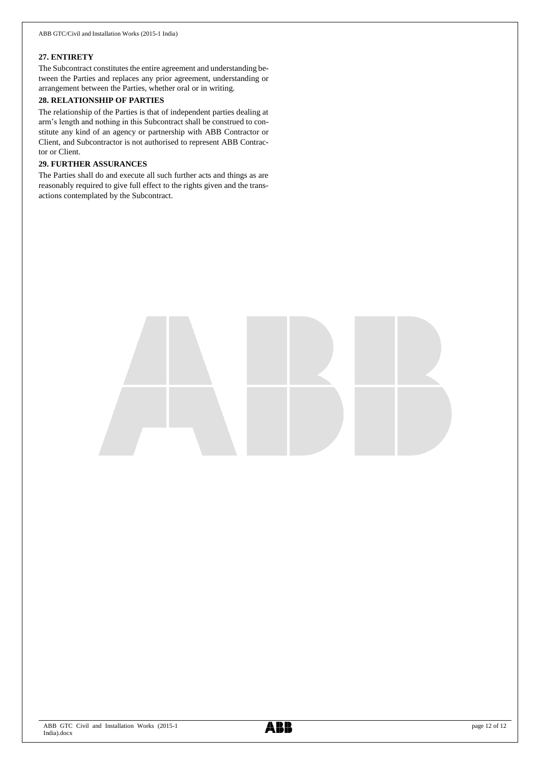## 27. ENTIRETY

The Subcontract constitutes the entire agreement and understanding between the Parties and replaces any prior agreement, understanding or arrangement between the Parties, whether oral or in writing.

## 28. RELATIONSHIP OF PARTIES

The relationship of the Parties is that of independent parties dealing at arm's length and nothing in this Subcontract shall be construed to constitute any kind of an agency or partnership with ABB Contractor or Client, and Subcontractor is not authorised to represent ABB Contractor or Client.

## 29. FURTHER ASSURANCES

The Parties shall do and execute all such further acts and things as are reasonably required to give full effect to the rights given and the transactions contemplated by the Subcontract.